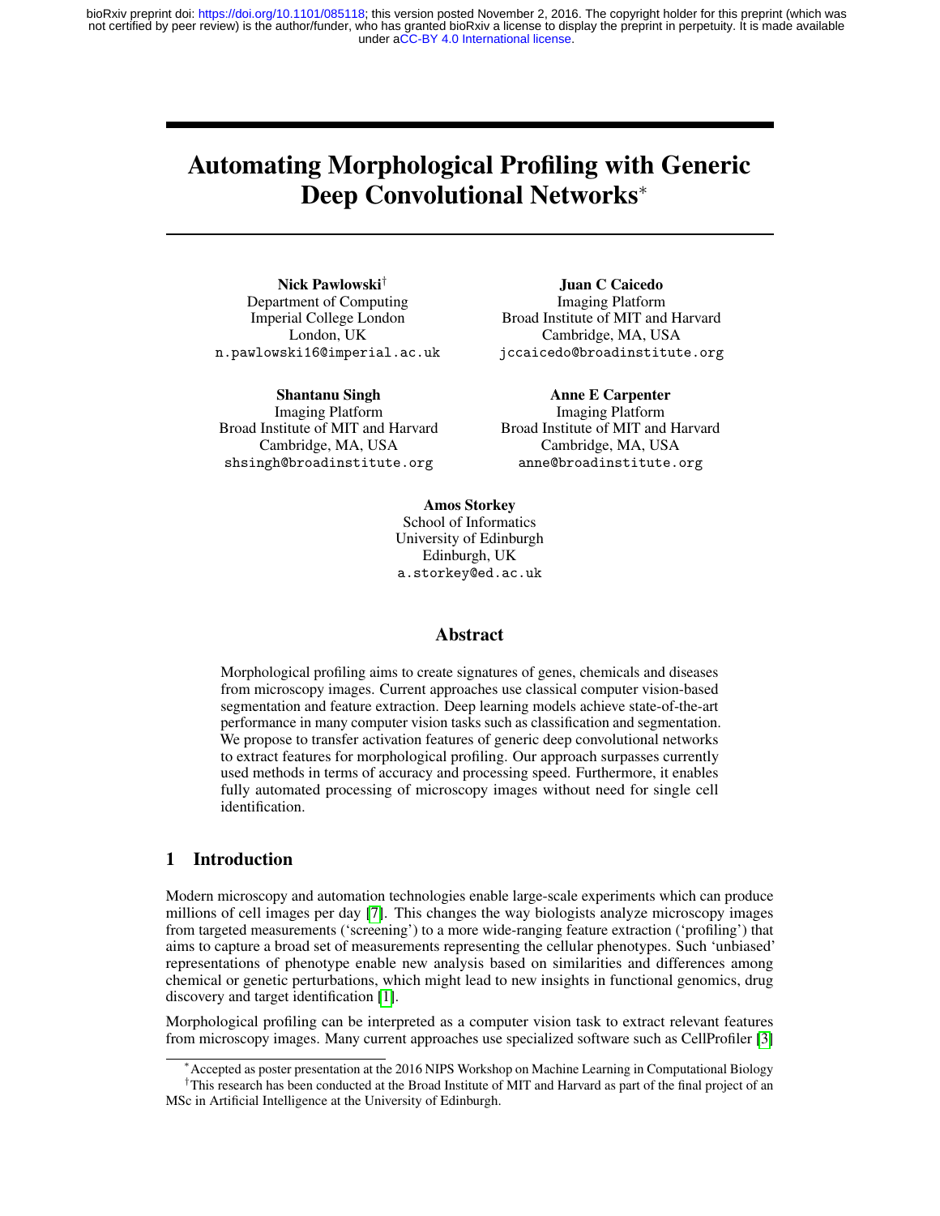# Automating Morphological Profiling with Generic Deep Convolutional Networks*

**Nick Pawlowski**†
Department of Computing
Imperial College London
London, UK
n.pawlowski16@imperial.ac.uk

**Juan C Caicedo**
Imaging Platform
Broad Institute of MIT and Harvard
Cambridge, MA, USA
jccaicedo@broadinstitute.org

**Shantanu Singh**
Imaging Platform
Broad Institute of MIT and Harvard
Cambridge, MA, USA
shsingh@broadinstitute.org

**Anne E Carpenter**
Imaging Platform
Broad Institute of MIT and Harvard
Cambridge, MA, USA
anne@broadinstitute.org

**Amos Storkey**
School of Informatics
University of Edinburgh
Edinburgh, UK
a.storkey@ed.ac.uk

## Abstract

Morphological profiling aims to create signatures of genes, chemicals and diseases from microscopy images. Current approaches use classical computer vision-based segmentation and feature extraction. Deep learning models achieve state-of-the-art performance in many computer vision tasks such as classification and segmentation. We propose to transfer activation features of generic deep convolutional networks to extract features for morphological profiling. Our approach surpasses currently used methods in terms of accuracy and processing speed. Furthermore, it enables fully automated processing of microscopy images without need for single cell identification.

## 1 Introduction

Modern microscopy and automation technologies enable large-scale experiments which can produce millions of cell images per day [7]. This changes the way biologists analyze microscopy images from targeted measurements ('screening') to a more wide-ranging feature extraction ('profiling') that aims to capture a broad set of measurements representing the cellular phenotypes. Such 'unbiased' representations of phenotype enable new analysis based on similarities and differences among chemical or genetic perturbations, which might lead to new insights in functional genomics, drug discovery and target identification [1].

Morphological profiling can be interpreted as a computer vision task to extract relevant features from microscopy images. Many current approaches use specialized software such as CellProfiler [3]

*Accepted as poster presentation at the 2016 NIPS Workshop on Machine Learning in Computational Biology

†This research has been conducted at the Broad Institute of MIT and Harvard as part of the final project of an MSc in Artificial Intelligence at the University of Edinburgh.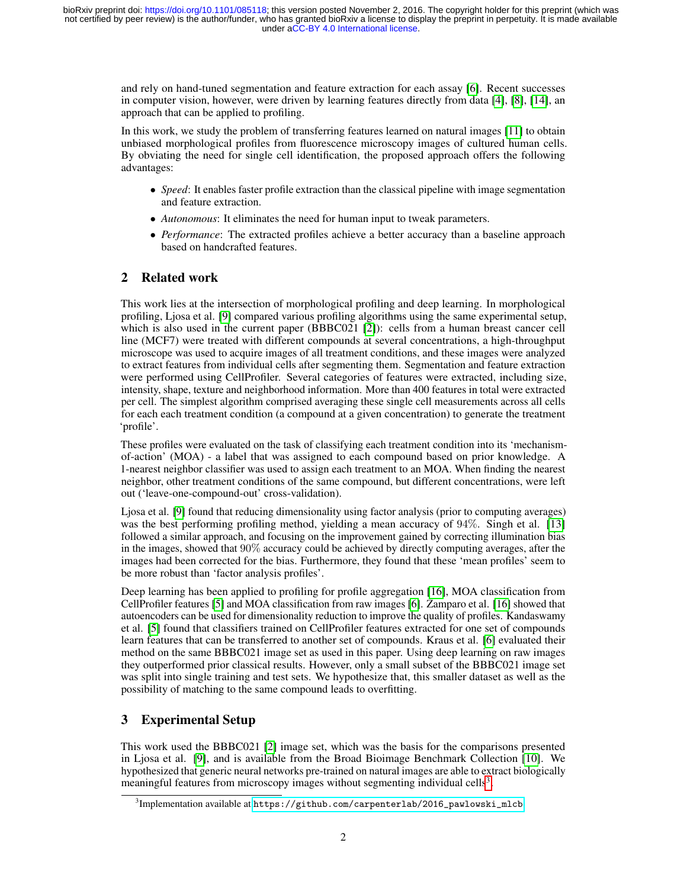and rely on hand-tuned segmentation and feature extraction for each assay [6]. Recent successes in computer vision, however, were driven by learning features directly from data [4], [8], [14], an approach that can be applied to profiling.

In this work, we study the problem of transferring features learned on natural images [11] to obtain unbiased morphological profiles from fluorescence microscopy images of cultured human cells. By obviating the need for single cell identification, the proposed approach offers the following advantages:

- *Speed*: It enables faster profile extraction than the classical pipeline with image segmentation and feature extraction.
- *Autonomous*: It eliminates the need for human input to tweak parameters.
- *Performance*: The extracted profiles achieve a better accuracy than a baseline approach based on handcrafted features.

## 2 Related work

This work lies at the intersection of morphological profiling and deep learning. In morphological profiling, Ljosa et al. [9] compared various profiling algorithms using the same experimental setup, which is also used in the current paper (BBBC021 [2]): cells from a human breast cancer cell line (MCF7) were treated with different compounds at several concentrations, a high-throughput microscope was used to acquire images of all treatment conditions, and these images were analyzed to extract features from individual cells after segmenting them. Segmentation and feature extraction were performed using CellProfiler. Several categories of features were extracted, including size, intensity, shape, texture and neighborhood information. More than 400 features in total were extracted per cell. The simplest algorithm comprised averaging these single cell measurements across all cells for each each treatment condition (a compound at a given concentration) to generate the treatment 'profile'.

These profiles were evaluated on the task of classifying each treatment condition into its 'mechanism-of-action' (MOA) - a label that was assigned to each compound based on prior knowledge. A 1-nearest neighbor classifier was used to assign each treatment to an MOA. When finding the nearest neighbor, other treatment conditions of the same compound, but different concentrations, were left out ('leave-one-compound-out' cross-validation).

Ljosa et al. [9] found that reducing dimensionality using factor analysis (prior to computing averages) was the best performing profiling method, yielding a mean accuracy of $94\%$. Singh et al. [13] followed a similar approach, and focusing on the improvement gained by correcting illumination bias in the images, showed that $90\%$ accuracy could be achieved by directly computing averages, after the images had been corrected for the bias. Furthermore, they found that these 'mean profiles' seem to be more robust than 'factor analysis profiles'.

Deep learning has been applied to profiling for profile aggregation [16], MOA classification from CellProfiler features [5] and MOA classification from raw images [6]. Zamparo et al. [16] showed that autoencoders can be used for dimensionality reduction to improve the quality of profiles. Kandaswamy et al. [5] found that classifiers trained on CellProfiler features extracted for one set of compounds learn features that can be transferred to another set of compounds. Kraus et al. [6] evaluated their method on the same BBBC021 image set as used in this paper. Using deep learning on raw images they outperformed prior classical results. However, only a small subset of the BBBC021 image set was split into single training and test sets. We hypothesize that, this smaller dataset as well as the possibility of matching to the same compound leads to overfitting.

## 3 Experimental Setup

This work used the BBBC021 [2] image set, which was the basis for the comparisons presented in Ljosa et al. [9], and is available from the Broad Bioimage Benchmark Collection [10]. We hypothesized that generic neural networks pre-trained on natural images are able to extract biologically meaningful features from microscopy images without segmenting individual cells[3].

[3] Implementation available at https://github.com/carpenterlab/2016_pawlowski_mlcb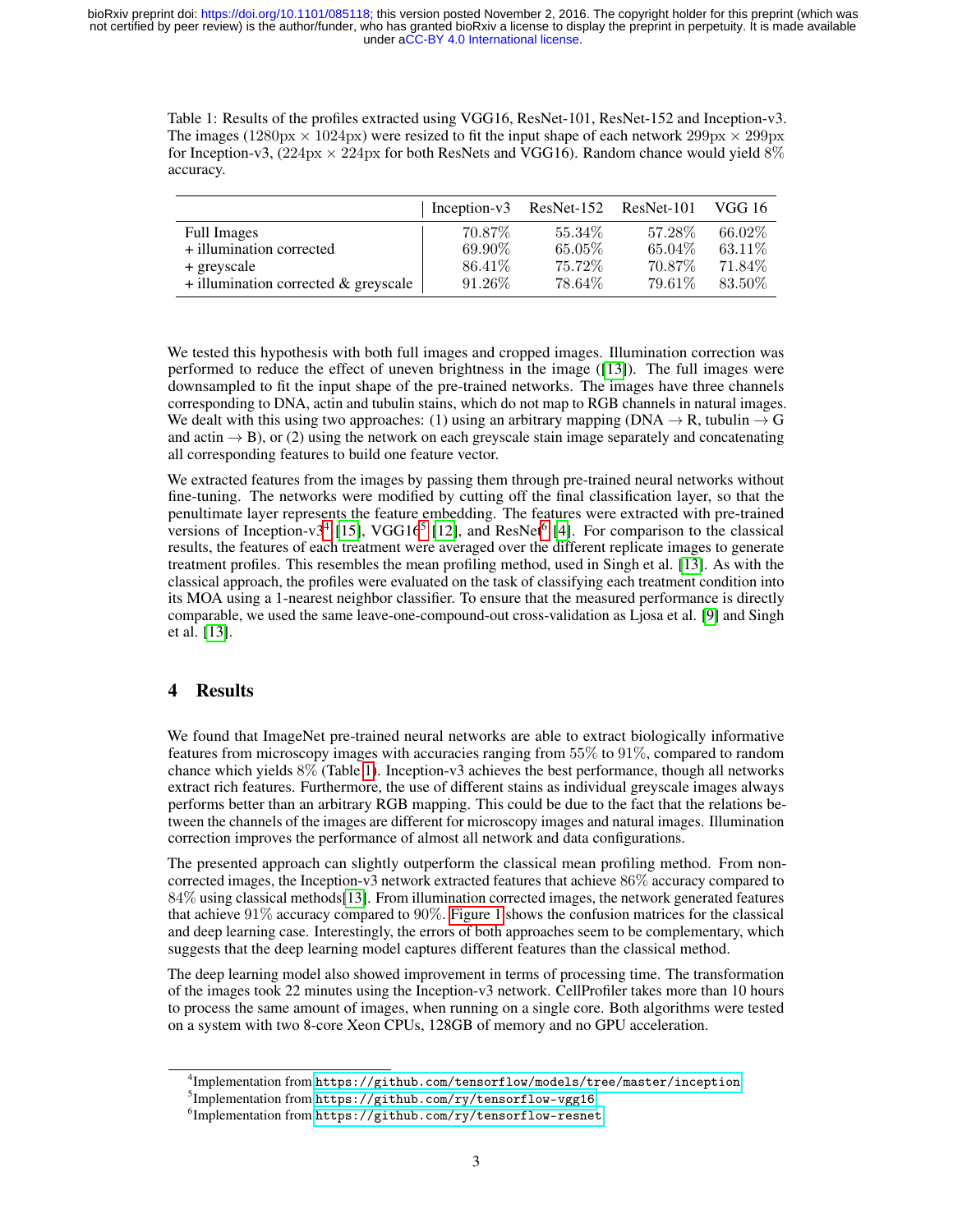Table 1: Results of the profiles extracted using VGG16, ResNet-101, ResNet-152 and Inception-v3. The images (1280px × 1024px) were resized to fit the input shape of each network 299px × 299px for Inception-v3, (224px × 224px for both ResNets and VGG16). Random chance would yield 8% accuracy.

| | Inception-v3 | ResNet-152 | ResNet-101 | VGG 16 |
|---|---|---|---|---|
| Full Images | 70.87% | 55.34% | 57.28% | 66.02% |
| + illumination corrected | 69.90% | 65.05% | 65.04% | 63.11% |
| + greyscale | 86.41% | 75.72% | 70.87% | 71.84% |
| + illumination corrected & greyscale | 91.26% | 78.64% | 79.61% | 83.50% |

We tested this hypothesis with both full images and cropped images. Illumination correction was performed to reduce the effect of uneven brightness in the image ([13]). The full images were downsampled to fit the input shape of the pre-trained networks. The images have three channels corresponding to DNA, actin and tubulin stains, which do not map to RGB channels in natural images. We dealt with this using two approaches: (1) using an arbitrary mapping (DNA → R, tubulin → G and actin → B), or (2) using the network on each greyscale stain image separately and concatenating all corresponding features to build one feature vector.

We extracted features from the images by passing them through pre-trained neural networks without fine-tuning. The networks were modified by cutting off the final classification layer, so that the penultimate layer represents the feature embedding. The features were extracted with pre-trained versions of Inception-v3[4] [15], VGG16[5] [12], and ResNet[6] [4]. For comparison to the classical results, the features of each treatment were averaged over the different replicate images to generate treatment profiles. This resembles the mean profiling method, used in Singh et al. [13]. As with the classical approach, the profiles were evaluated on the task of classifying each treatment condition into its MOA using a 1-nearest neighbor classifier. To ensure that the measured performance is directly comparable, we used the same leave-one-compound-out cross-validation as Ljosa et al. [9] and Singh et al. [13].

# 4 Results

We found that ImageNet pre-trained neural networks are able to extract biologically informative features from microscopy images with accuracies ranging from 55% to 91%, compared to random chance which yields 8% (Table 1). Inception-v3 achieves the best performance, though all networks extract rich features. Furthermore, the use of different stains as individual greyscale images always performs better than an arbitrary RGB mapping. This could be due to the fact that the relations between the channels of the images are different for microscopy images and natural images. Illumination correction improves the performance of almost all network and data configurations.

The presented approach can slightly outperform the classical mean profiling method. From non-corrected images, the Inception-v3 network extracted features that achieve 86% accuracy compared to 84% using classical methods[13]. From illumination corrected images, the network generated features that achieve 91% accuracy compared to 90%. Figure 1 shows the confusion matrices for the classical and deep learning case. Interestingly, the errors of both approaches seem to be complementary, which suggests that the deep learning model captures different features than the classical method.

The deep learning model also showed improvement in terms of processing time. The transformation of the images took 22 minutes using the Inception-v3 network. CellProfiler takes more than 10 hours to process the same amount of images, when running on a single core. Both algorithms were tested on a system with two 8-core Xeon CPUs, 128GB of memory and no GPU acceleration.

---

[4] Implementation from https://github.com/tensorflow/models/tree/master/inception

[5] Implementation from https://github.com/ry/tensorflow-vgg16

[6] Implementation from https://github.com/ry/tensorflow-resnet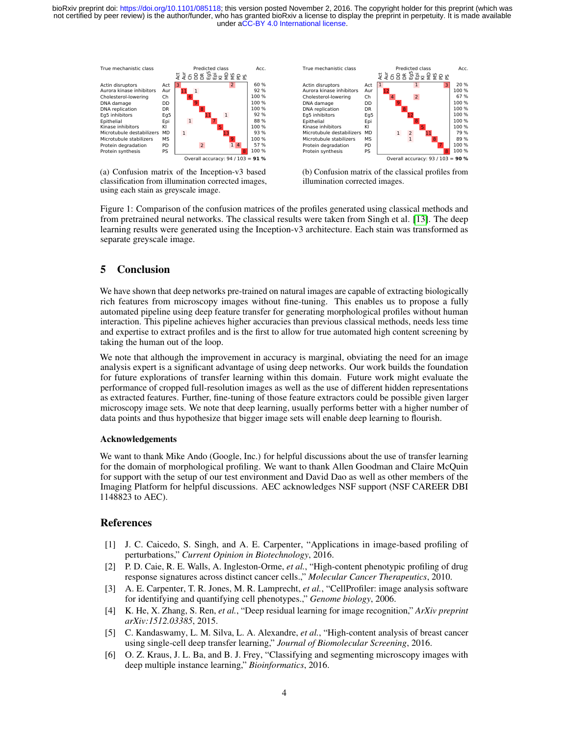Figure 1(a) — confusion matrix (Inception-v3, illumination corrected images, each stain as greyscale image):

| True mechanistic class | | Act | Aur | Ch | DD | DR | Eg5 | Epi | KI | MD | MS | PD | PS | Acc. |
|---|---|---|---|---|---|---|---|---|---|---|---|---|---|---|
| Actin disruptors | Act | 3 | | | | | | | | | 2 | | | 60 % |
| Aurora kinase inhibitors | Aur | | 11 | | 1 | | | | | | | | | 92 % |
| Cholesterol-lowering | Ch | | | 6 | | | | | | | | | | 100 % |
| DNA damage | DD | | | | 9 | | | | | | | | | 100 % |
| DNA replication | DR | | | | | 8 | | | | | | | | 100 % |
| Eg5 inhibitors | Eg5 | | | | | | 11 | | | 1 | | | | 92 % |
| Epithelial | Epi | | | 1 | | | | 7 | | | | | | 88 % |
| Kinase inhibitors | KI | | | | | | | | 5 | | | | | 100 % |
| Microtubule destabilizers | MD | | 1 | | | | | | | 13 | | | | 93 % |
| Microtubule stabilizers | MS | | | | | | | | | | 9 | | | 100 % |
| Protein degradation | PD | | | | | 2 | | | | | 1 | 4 | | 57 % |
| Protein synthesis | PS | | | | | | | | | | | | 8 | 100 % |

Overall accuracy: 94 / 103 = **91 %**

(a) Confusion matrix of the Inception-v3 based classification from illumination corrected images, using each stain as greyscale image.

Figure 1(b) — confusion matrix (classical profiles, illumination corrected images):

| True mechanistic class | | Act | Aur | Ch | DD | DR | Eg5 | Epi | KI | MD | MS | PD | PS | Acc. |
|---|---|---|---|---|---|---|---|---|---|---|---|---|---|---|
| Actin disruptors | Act | 1 | | | | | | 1 | | | | | 3 | 20 % |
| Aurora kinase inhibitors | Aur | | 12 | | | | | | | | | | | 100 % |
| Cholesterol-lowering | Ch | | | 4 | | | | 2 | | | | | | 67 % |
| DNA damage | DD | | | | 9 | | | | | | | | | 100 % |
| DNA replication | DR | | | | | 8 | | | | | | | | 100 % |
| Eg5 inhibitors | Eg5 | | | | | | 12 | | | | | | | 100 % |
| Epithelial | Epi | | | | | | | 8 | | | | | | 100 % |
| Kinase inhibitors | KI | | | | | | | | 5 | | | | | 100 % |
| Microtubule destabilizers | MD | | | | 1 | | 2 | | | 11 | | | | 79 % |
| Microtubule stabilizers | MS | | | | | | 1 | | | | 8 | | | 89 % |
| Protein degradation | PD | | | | | | | | | | | 7 | | 100 % |
| Protein synthesis | PS | | | | | | | | | | | | 8 | 100 % |

Overall accuracy: 93 / 103 = **90 %**

(b) Confusion matrix of the classical profiles from illumination corrected images.

Figure 1: Comparison of the confusion matrices of the profiles generated using classical methods and from pretrained neural networks. The classical results were taken from Singh et al. [13]. The deep learning results were generated using the Inception-v3 architecture. Each stain was transformed as separate greyscale image.

## 5 Conclusion

We have shown that deep networks pre-trained on natural images are capable of extracting biologically rich features from microscopy images without fine-tuning. This enables us to propose a fully automated pipeline using deep feature transfer for generating morphological profiles without human interaction. This pipeline achieves higher accuracies than previous classical methods, needs less time and expertise to extract profiles and is the first to allow for true automated high content screening by taking the human out of the loop.

We note that although the improvement in accuracy is marginal, obviating the need for an image analysis expert is a significant advantage of using deep networks. Our work builds the foundation for future explorations of transfer learning within this domain. Future work might evaluate the performance of cropped full-resolution images as well as the use of different hidden representations as extracted features. Further, fine-tuning of those feature extractors could be possible given larger microscopy image sets. We note that deep learning, usually performs better with a higher number of data points and thus hypothesize that bigger image sets will enable deep learning to flourish.

### Acknowledgements

We want to thank Mike Ando (Google, Inc.) for helpful discussions about the use of transfer learning for the domain of morphological profiling. We want to thank Allen Goodman and Claire McQuin for support with the setup of our test environment and David Dao as well as other members of the Imaging Platform for helpful discussions. AEC acknowledges NSF support (NSF CAREER DBI 1148823 to AEC).

## References

[1] J. C. Caicedo, S. Singh, and A. E. Carpenter, "Applications in image-based profiling of perturbations," *Current Opinion in Biotechnology*, 2016.

[2] P. D. Caie, R. E. Walls, A. Ingleston-Orme, *et al.*, "High-content phenotypic profiling of drug response signatures across distinct cancer cells.," *Molecular Cancer Therapeutics*, 2010.

[3] A. E. Carpenter, T. R. Jones, M. R. Lamprecht, *et al.*, "CellProfiler: image analysis software for identifying and quantifying cell phenotypes.," *Genome biology*, 2006.

[4] K. He, X. Zhang, S. Ren, *et al.*, "Deep residual learning for image recognition," *ArXiv preprint arXiv:1512.03385*, 2015.

[5] C. Kandaswamy, L. M. Silva, L. A. Alexandre, *et al.*, "High-content analysis of breast cancer using single-cell deep transfer learning," *Journal of Biomolecular Screening*, 2016.

[6] O. Z. Kraus, J. L. Ba, and B. J. Frey, "Classifying and segmenting microscopy images with deep multiple instance learning," *Bioinformatics*, 2016.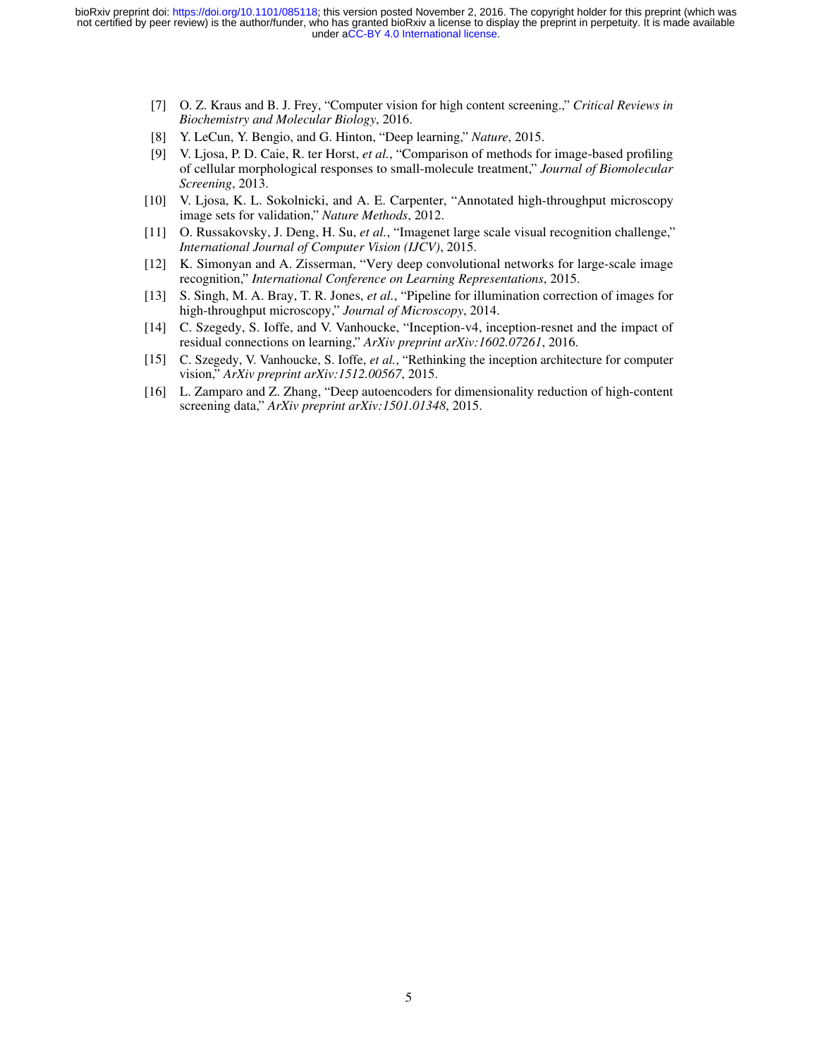[7] O. Z. Kraus and B. J. Frey, "Computer vision for high content screening.," *Critical Reviews in Biochemistry and Molecular Biology*, 2016.

[8] Y. LeCun, Y. Bengio, and G. Hinton, "Deep learning," *Nature*, 2015.

[9] V. Ljosa, P. D. Caie, R. ter Horst, *et al.*, "Comparison of methods for image-based profiling of cellular morphological responses to small-molecule treatment," *Journal of Biomolecular Screening*, 2013.

[10] V. Ljosa, K. L. Sokolnicki, and A. E. Carpenter, "Annotated high-throughput microscopy image sets for validation," *Nature Methods*, 2012.

[11] O. Russakovsky, J. Deng, H. Su, *et al.*, "Imagenet large scale visual recognition challenge," *International Journal of Computer Vision (IJCV)*, 2015.

[12] K. Simonyan and A. Zisserman, "Very deep convolutional networks for large-scale image recognition," *International Conference on Learning Representations*, 2015.

[13] S. Singh, M. A. Bray, T. R. Jones, *et al.*, "Pipeline for illumination correction of images for high-throughput microscopy," *Journal of Microscopy*, 2014.

[14] C. Szegedy, S. Ioffe, and V. Vanhoucke, "Inception-v4, inception-resnet and the impact of residual connections on learning," *ArXiv preprint arXiv:1602.07261*, 2016.

[15] C. Szegedy, V. Vanhoucke, S. Ioffe, *et al.*, "Rethinking the inception architecture for computer vision," *ArXiv preprint arXiv:1512.00567*, 2015.

[16] L. Zamparo and Z. Zhang, "Deep autoencoders for dimensionality reduction of high-content screening data," *ArXiv preprint arXiv:1501.01348*, 2015.